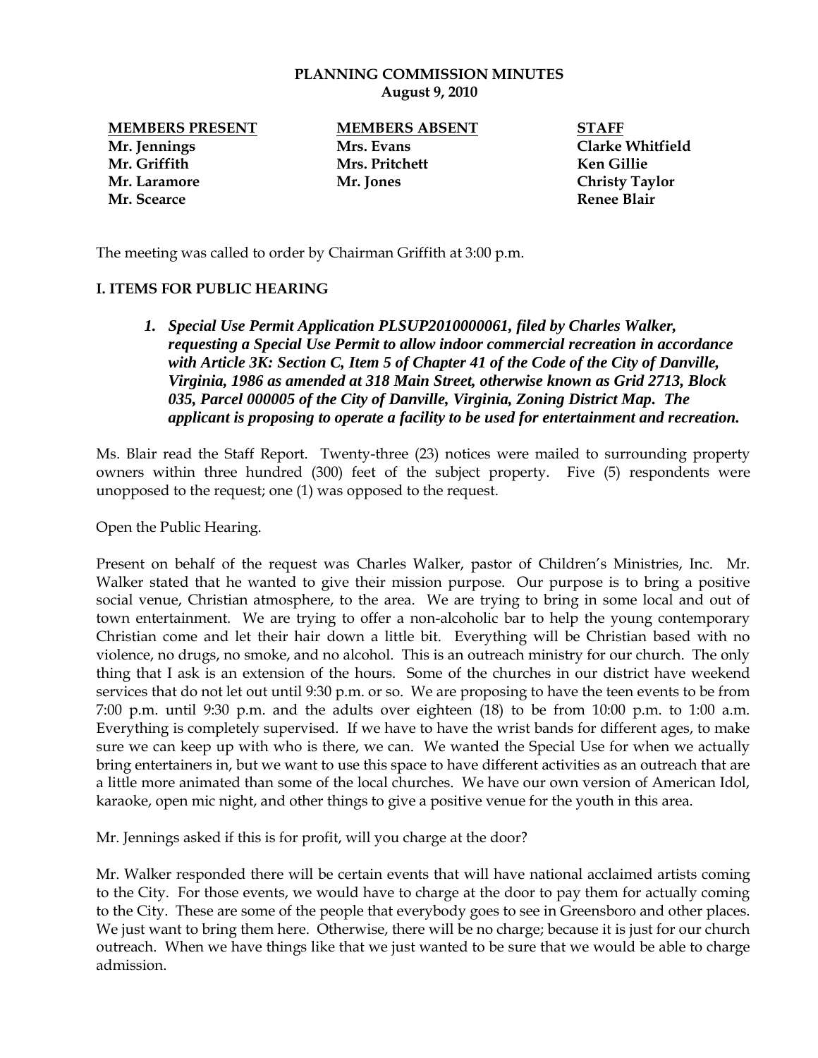# PLANNING COMMISSION MINUTES
**August 9, 2010**

| MEMBERS PRESENT | MEMBERS ABSENT | STAFF |
| --- | --- | --- |
| Mr. Jennings | Mrs. Evans | Clarke Whitfield |
| Mr. Griffith | Mrs. Pritchett | Ken Gillie |
| Mr. Laramore | Mr. Jones | Christy Taylor |
| Mr. Scearce | | Renee Blair |

The meeting was called to order by Chairman Griffith at 3:00 p.m.

## I. ITEMS FOR PUBLIC HEARING

1. ***Special Use Permit Application PLSUP2010000061, filed by Charles Walker, requesting a Special Use Permit to allow indoor commercial recreation in accordance with Article 3K: Section C, Item 5 of Chapter 41 of the Code of the City of Danville, Virginia, 1986 as amended at 318 Main Street, otherwise known as Grid 2713, Block 035, Parcel 000005 of the City of Danville, Virginia, Zoning District Map. The applicant is proposing to operate a facility to be used for entertainment and recreation.***

Ms. Blair read the Staff Report. Twenty-three (23) notices were mailed to surrounding property owners within three hundred (300) feet of the subject property. Five (5) respondents were unopposed to the request; one (1) was opposed to the request.

Open the Public Hearing.

Present on behalf of the request was Charles Walker, pastor of Children's Ministries, Inc. Mr. Walker stated that he wanted to give their mission purpose. Our purpose is to bring a positive social venue, Christian atmosphere, to the area. We are trying to bring in some local and out of town entertainment. We are trying to offer a non-alcoholic bar to help the young contemporary Christian come and let their hair down a little bit. Everything will be Christian based with no violence, no drugs, no smoke, and no alcohol. This is an outreach ministry for our church. The only thing that I ask is an extension of the hours. Some of the churches in our district have weekend services that do not let out until 9:30 p.m. or so. We are proposing to have the teen events to be from 7:00 p.m. until 9:30 p.m. and the adults over eighteen (18) to be from 10:00 p.m. to 1:00 a.m. Everything is completely supervised. If we have to have the wrist bands for different ages, to make sure we can keep up with who is there, we can. We wanted the Special Use for when we actually bring entertainers in, but we want to use this space to have different activities as an outreach that are a little more animated than some of the local churches. We have our own version of American Idol, karaoke, open mic night, and other things to give a positive venue for the youth in this area.

Mr. Jennings asked if this is for profit, will you charge at the door?

Mr. Walker responded there will be certain events that will have national acclaimed artists coming to the City. For those events, we would have to charge at the door to pay them for actually coming to the City. These are some of the people that everybody goes to see in Greensboro and other places. We just want to bring them here. Otherwise, there will be no charge; because it is just for our church outreach. When we have things like that we just wanted to be sure that we would be able to charge admission.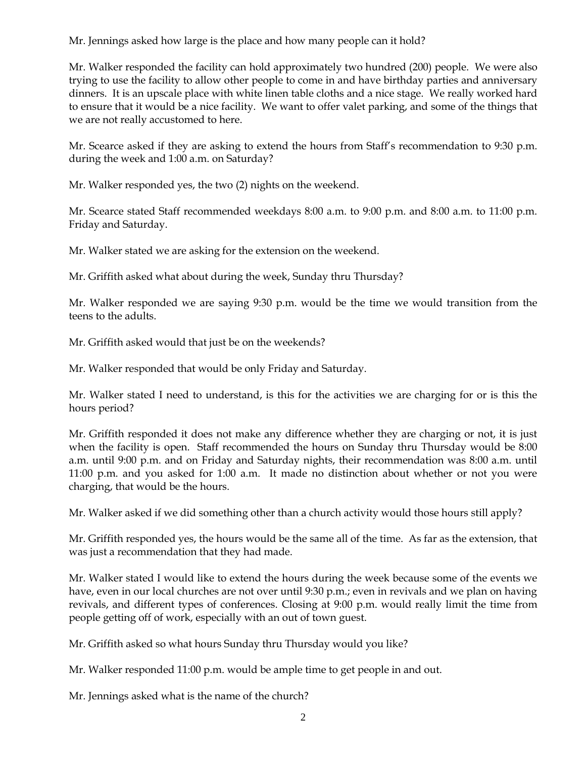Mr. Jennings asked how large is the place and how many people can it hold?

Mr. Walker responded the facility can hold approximately two hundred (200) people. We were also trying to use the facility to allow other people to come in and have birthday parties and anniversary dinners. It is an upscale place with white linen table cloths and a nice stage. We really worked hard to ensure that it would be a nice facility. We want to offer valet parking, and some of the things that we are not really accustomed to here.

Mr. Scearce asked if they are asking to extend the hours from Staff's recommendation to 9:30 p.m. during the week and 1:00 a.m. on Saturday?

Mr. Walker responded yes, the two (2) nights on the weekend.

Mr. Scearce stated Staff recommended weekdays 8:00 a.m. to 9:00 p.m. and 8:00 a.m. to 11:00 p.m. Friday and Saturday.

Mr. Walker stated we are asking for the extension on the weekend.

Mr. Griffith asked what about during the week, Sunday thru Thursday?

Mr. Walker responded we are saying 9:30 p.m. would be the time we would transition from the teens to the adults.

Mr. Griffith asked would that just be on the weekends?

Mr. Walker responded that would be only Friday and Saturday.

Mr. Walker stated I need to understand, is this for the activities we are charging for or is this the hours period?

Mr. Griffith responded it does not make any difference whether they are charging or not, it is just when the facility is open. Staff recommended the hours on Sunday thru Thursday would be 8:00 a.m. until 9:00 p.m. and on Friday and Saturday nights, their recommendation was 8:00 a.m. until 11:00 p.m. and you asked for 1:00 a.m. It made no distinction about whether or not you were charging, that would be the hours.

Mr. Walker asked if we did something other than a church activity would those hours still apply?

Mr. Griffith responded yes, the hours would be the same all of the time. As far as the extension, that was just a recommendation that they had made.

Mr. Walker stated I would like to extend the hours during the week because some of the events we have, even in our local churches are not over until 9:30 p.m.; even in revivals and we plan on having revivals, and different types of conferences. Closing at 9:00 p.m. would really limit the time from people getting off of work, especially with an out of town guest.

Mr. Griffith asked so what hours Sunday thru Thursday would you like?

Mr. Walker responded 11:00 p.m. would be ample time to get people in and out.

Mr. Jennings asked what is the name of the church?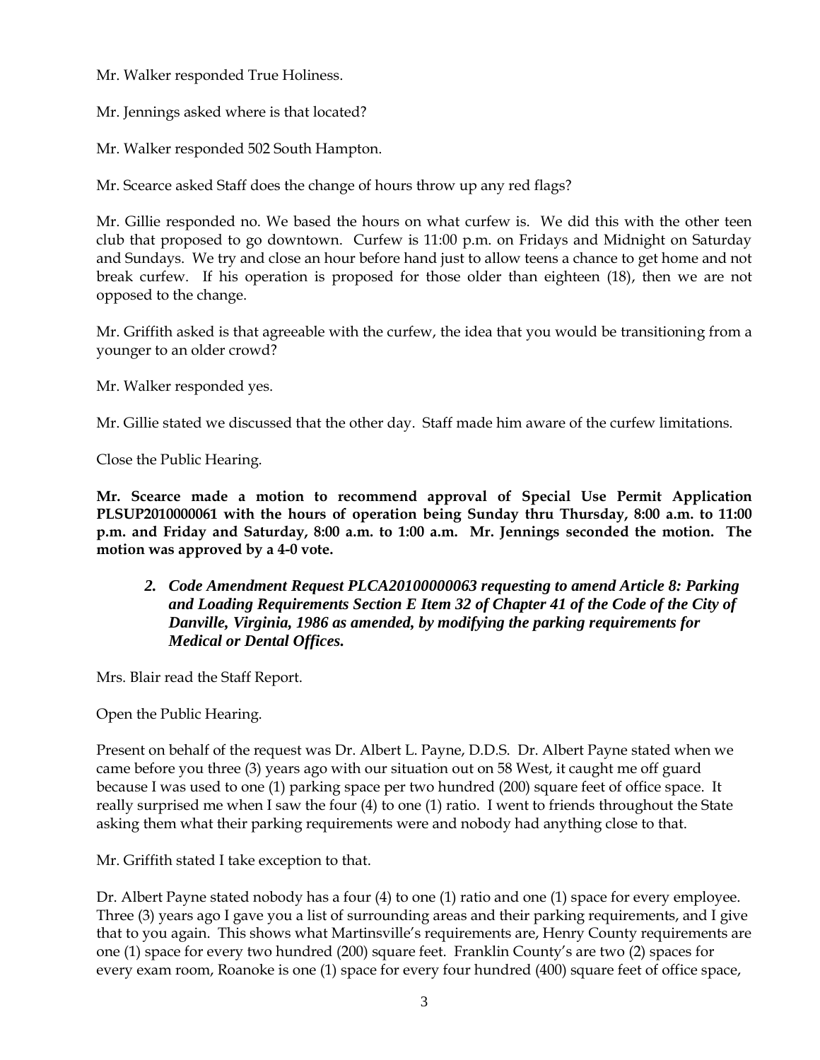Mr. Walker responded True Holiness.

Mr. Jennings asked where is that located?

Mr. Walker responded 502 South Hampton.

Mr. Scearce asked Staff does the change of hours throw up any red flags?

Mr. Gillie responded no. We based the hours on what curfew is. We did this with the other teen club that proposed to go downtown. Curfew is 11:00 p.m. on Fridays and Midnight on Saturday and Sundays. We try and close an hour before hand just to allow teens a chance to get home and not break curfew. If his operation is proposed for those older than eighteen (18), then we are not opposed to the change.

Mr. Griffith asked is that agreeable with the curfew, the idea that you would be transitioning from a younger to an older crowd?

Mr. Walker responded yes.

Mr. Gillie stated we discussed that the other day. Staff made him aware of the curfew limitations.

Close the Public Hearing.

**Mr. Scearce made a motion to recommend approval of Special Use Permit Application PLSUP2010000061 with the hours of operation being Sunday thru Thursday, 8:00 a.m. to 11:00 p.m. and Friday and Saturday, 8:00 a.m. to 1:00 a.m. Mr. Jennings seconded the motion. The motion was approved by a 4-0 vote.**

2. ***Code Amendment Request PLCA20100000063 requesting to amend Article 8: Parking and Loading Requirements Section E Item 32 of Chapter 41 of the Code of the City of Danville, Virginia, 1986 as amended, by modifying the parking requirements for Medical or Dental Offices.***

Mrs. Blair read the Staff Report.

Open the Public Hearing.

Present on behalf of the request was Dr. Albert L. Payne, D.D.S. Dr. Albert Payne stated when we came before you three (3) years ago with our situation out on 58 West, it caught me off guard because I was used to one (1) parking space per two hundred (200) square feet of office space. It really surprised me when I saw the four (4) to one (1) ratio. I went to friends throughout the State asking them what their parking requirements were and nobody had anything close to that.

Mr. Griffith stated I take exception to that.

Dr. Albert Payne stated nobody has a four (4) to one (1) ratio and one (1) space for every employee. Three (3) years ago I gave you a list of surrounding areas and their parking requirements, and I give that to you again. This shows what Martinsville's requirements are, Henry County requirements are one (1) space for every two hundred (200) square feet. Franklin County's are two (2) spaces for every exam room, Roanoke is one (1) space for every four hundred (400) square feet of office space,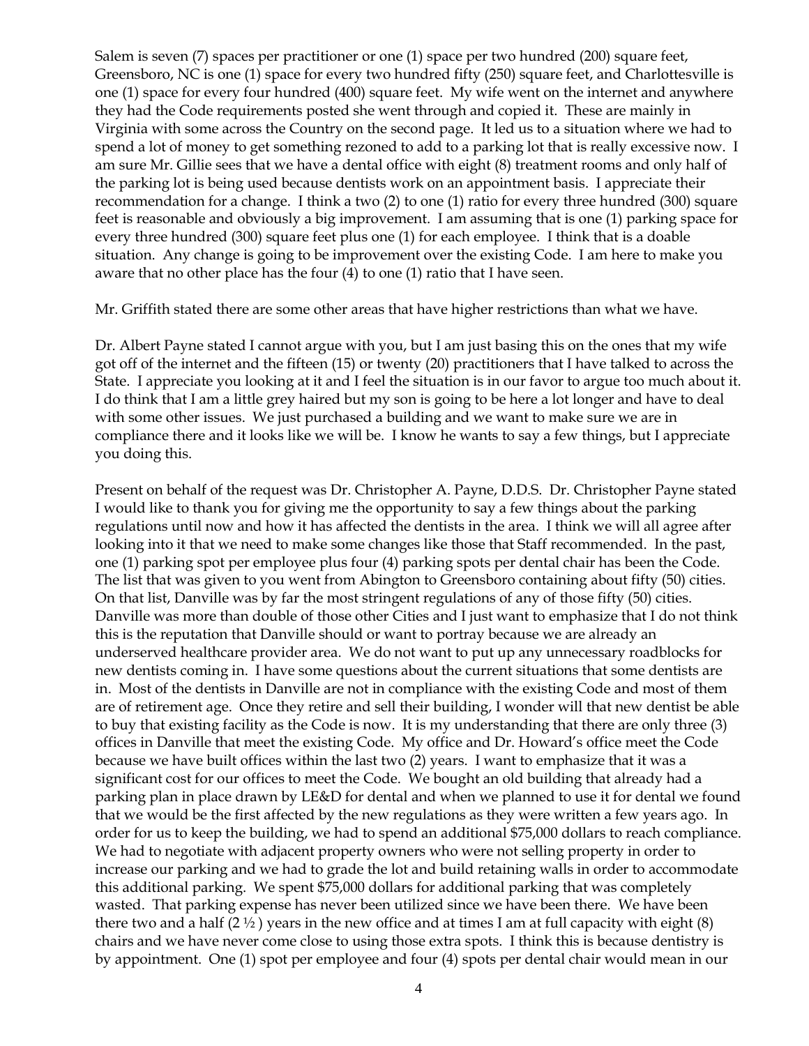Salem is seven (7) spaces per practitioner or one (1) space per two hundred (200) square feet, Greensboro, NC is one (1) space for every two hundred fifty (250) square feet, and Charlottesville is one (1) space for every four hundred (400) square feet. My wife went on the internet and anywhere they had the Code requirements posted she went through and copied it. These are mainly in Virginia with some across the Country on the second page. It led us to a situation where we had to spend a lot of money to get something rezoned to add to a parking lot that is really excessive now. I am sure Mr. Gillie sees that we have a dental office with eight (8) treatment rooms and only half of the parking lot is being used because dentists work on an appointment basis. I appreciate their recommendation for a change. I think a two (2) to one (1) ratio for every three hundred (300) square feet is reasonable and obviously a big improvement. I am assuming that is one (1) parking space for every three hundred (300) square feet plus one (1) for each employee. I think that is a doable situation. Any change is going to be improvement over the existing Code. I am here to make you aware that no other place has the four (4) to one (1) ratio that I have seen.

Mr. Griffith stated there are some other areas that have higher restrictions than what we have.

Dr. Albert Payne stated I cannot argue with you, but I am just basing this on the ones that my wife got off of the internet and the fifteen (15) or twenty (20) practitioners that I have talked to across the State. I appreciate you looking at it and I feel the situation is in our favor to argue too much about it. I do think that I am a little grey haired but my son is going to be here a lot longer and have to deal with some other issues. We just purchased a building and we want to make sure we are in compliance there and it looks like we will be. I know he wants to say a few things, but I appreciate you doing this.

Present on behalf of the request was Dr. Christopher A. Payne, D.D.S. Dr. Christopher Payne stated I would like to thank you for giving me the opportunity to say a few things about the parking regulations until now and how it has affected the dentists in the area. I think we will all agree after looking into it that we need to make some changes like those that Staff recommended. In the past, one (1) parking spot per employee plus four (4) parking spots per dental chair has been the Code. The list that was given to you went from Abington to Greensboro containing about fifty (50) cities. On that list, Danville was by far the most stringent regulations of any of those fifty (50) cities. Danville was more than double of those other Cities and I just want to emphasize that I do not think this is the reputation that Danville should or want to portray because we are already an underserved healthcare provider area. We do not want to put up any unnecessary roadblocks for new dentists coming in. I have some questions about the current situations that some dentists are in. Most of the dentists in Danville are not in compliance with the existing Code and most of them are of retirement age. Once they retire and sell their building, I wonder will that new dentist be able to buy that existing facility as the Code is now. It is my understanding that there are only three (3) offices in Danville that meet the existing Code. My office and Dr. Howard's office meet the Code because we have built offices within the last two (2) years. I want to emphasize that it was a significant cost for our offices to meet the Code. We bought an old building that already had a parking plan in place drawn by LE&D for dental and when we planned to use it for dental we found that we would be the first affected by the new regulations as they were written a few years ago. In order for us to keep the building, we had to spend an additional $75,000 dollars to reach compliance. We had to negotiate with adjacent property owners who were not selling property in order to increase our parking and we had to grade the lot and build retaining walls in order to accommodate this additional parking. We spent $75,000 dollars for additional parking that was completely wasted. That parking expense has never been utilized since we have been there. We have been there two and a half (2 ½ ) years in the new office and at times I am at full capacity with eight (8) chairs and we have never come close to using those extra spots. I think this is because dentistry is by appointment. One (1) spot per employee and four (4) spots per dental chair would mean in our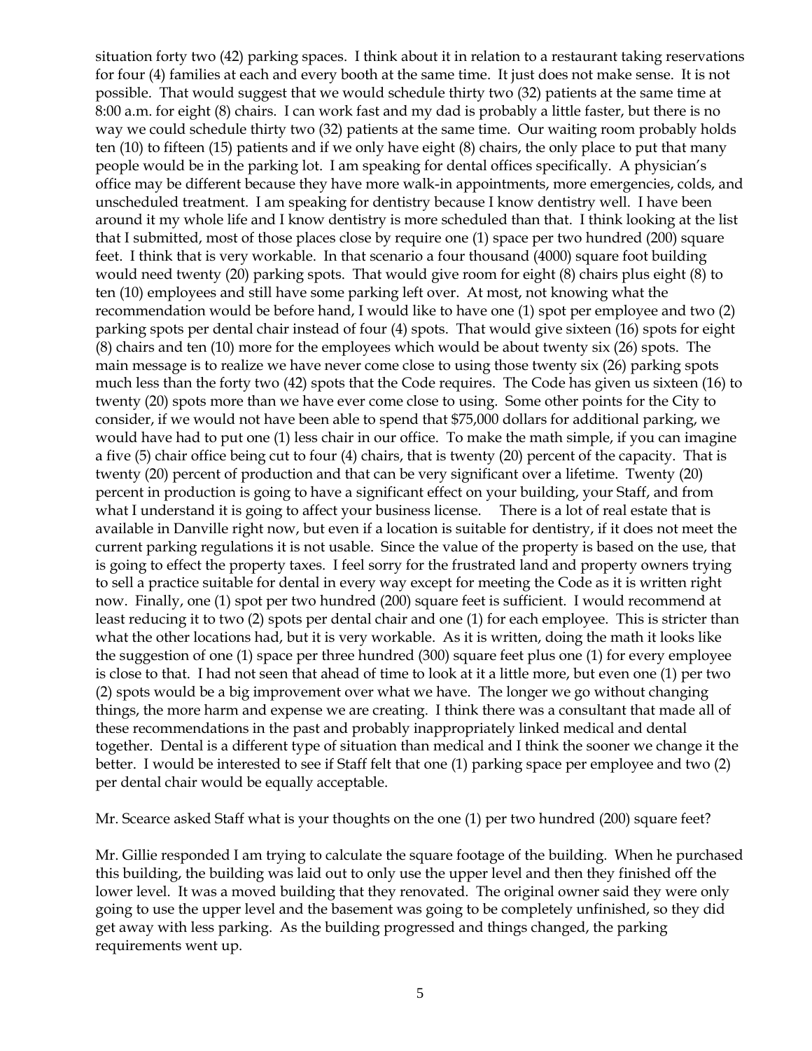situation forty two (42) parking spaces. I think about it in relation to a restaurant taking reservations for four (4) families at each and every booth at the same time. It just does not make sense. It is not possible. That would suggest that we would schedule thirty two (32) patients at the same time at 8:00 a.m. for eight (8) chairs. I can work fast and my dad is probably a little faster, but there is no way we could schedule thirty two (32) patients at the same time. Our waiting room probably holds ten (10) to fifteen (15) patients and if we only have eight (8) chairs, the only place to put that many people would be in the parking lot. I am speaking for dental offices specifically. A physician's office may be different because they have more walk-in appointments, more emergencies, colds, and unscheduled treatment. I am speaking for dentistry because I know dentistry well. I have been around it my whole life and I know dentistry is more scheduled than that. I think looking at the list that I submitted, most of those places close by require one (1) space per two hundred (200) square feet. I think that is very workable. In that scenario a four thousand (4000) square foot building would need twenty (20) parking spots. That would give room for eight (8) chairs plus eight (8) to ten (10) employees and still have some parking left over. At most, not knowing what the recommendation would be before hand, I would like to have one (1) spot per employee and two (2) parking spots per dental chair instead of four (4) spots. That would give sixteen (16) spots for eight (8) chairs and ten (10) more for the employees which would be about twenty six (26) spots. The main message is to realize we have never come close to using those twenty six (26) parking spots much less than the forty two (42) spots that the Code requires. The Code has given us sixteen (16) to twenty (20) spots more than we have ever come close to using. Some other points for the City to consider, if we would not have been able to spend that $75,000 dollars for additional parking, we would have had to put one (1) less chair in our office. To make the math simple, if you can imagine a five (5) chair office being cut to four (4) chairs, that is twenty (20) percent of the capacity. That is twenty (20) percent of production and that can be very significant over a lifetime. Twenty (20) percent in production is going to have a significant effect on your building, your Staff, and from what I understand it is going to affect your business license. There is a lot of real estate that is available in Danville right now, but even if a location is suitable for dentistry, if it does not meet the current parking regulations it is not usable. Since the value of the property is based on the use, that is going to effect the property taxes. I feel sorry for the frustrated land and property owners trying to sell a practice suitable for dental in every way except for meeting the Code as it is written right now. Finally, one (1) spot per two hundred (200) square feet is sufficient. I would recommend at least reducing it to two (2) spots per dental chair and one (1) for each employee. This is stricter than what the other locations had, but it is very workable. As it is written, doing the math it looks like the suggestion of one (1) space per three hundred (300) square feet plus one (1) for every employee is close to that. I had not seen that ahead of time to look at it a little more, but even one (1) per two (2) spots would be a big improvement over what we have. The longer we go without changing things, the more harm and expense we are creating. I think there was a consultant that made all of these recommendations in the past and probably inappropriately linked medical and dental together. Dental is a different type of situation than medical and I think the sooner we change it the better. I would be interested to see if Staff felt that one (1) parking space per employee and two (2) per dental chair would be equally acceptable.

Mr. Scearce asked Staff what is your thoughts on the one (1) per two hundred (200) square feet?

Mr. Gillie responded I am trying to calculate the square footage of the building. When he purchased this building, the building was laid out to only use the upper level and then they finished off the lower level. It was a moved building that they renovated. The original owner said they were only going to use the upper level and the basement was going to be completely unfinished, so they did get away with less parking. As the building progressed and things changed, the parking requirements went up.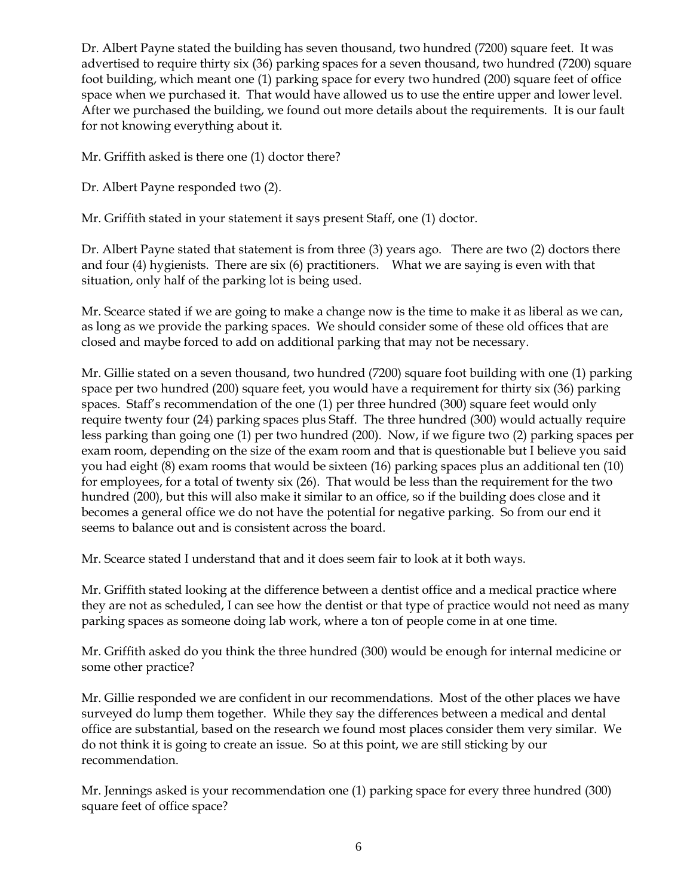Dr. Albert Payne stated the building has seven thousand, two hundred (7200) square feet. It was advertised to require thirty six (36) parking spaces for a seven thousand, two hundred (7200) square foot building, which meant one (1) parking space for every two hundred (200) square feet of office space when we purchased it. That would have allowed us to use the entire upper and lower level. After we purchased the building, we found out more details about the requirements. It is our fault for not knowing everything about it.

Mr. Griffith asked is there one (1) doctor there?

Dr. Albert Payne responded two (2).

Mr. Griffith stated in your statement it says present Staff, one (1) doctor.

Dr. Albert Payne stated that statement is from three (3) years ago. There are two (2) doctors there and four (4) hygienists. There are six (6) practitioners. What we are saying is even with that situation, only half of the parking lot is being used.

Mr. Scearce stated if we are going to make a change now is the time to make it as liberal as we can, as long as we provide the parking spaces. We should consider some of these old offices that are closed and maybe forced to add on additional parking that may not be necessary.

Mr. Gillie stated on a seven thousand, two hundred (7200) square foot building with one (1) parking space per two hundred (200) square feet, you would have a requirement for thirty six (36) parking spaces. Staff's recommendation of the one (1) per three hundred (300) square feet would only require twenty four (24) parking spaces plus Staff. The three hundred (300) would actually require less parking than going one (1) per two hundred (200). Now, if we figure two (2) parking spaces per exam room, depending on the size of the exam room and that is questionable but I believe you said you had eight (8) exam rooms that would be sixteen (16) parking spaces plus an additional ten (10) for employees, for a total of twenty six (26). That would be less than the requirement for the two hundred (200), but this will also make it similar to an office, so if the building does close and it becomes a general office we do not have the potential for negative parking. So from our end it seems to balance out and is consistent across the board.

Mr. Scearce stated I understand that and it does seem fair to look at it both ways.

Mr. Griffith stated looking at the difference between a dentist office and a medical practice where they are not as scheduled, I can see how the dentist or that type of practice would not need as many parking spaces as someone doing lab work, where a ton of people come in at one time.

Mr. Griffith asked do you think the three hundred (300) would be enough for internal medicine or some other practice?

Mr. Gillie responded we are confident in our recommendations. Most of the other places we have surveyed do lump them together. While they say the differences between a medical and dental office are substantial, based on the research we found most places consider them very similar. We do not think it is going to create an issue. So at this point, we are still sticking by our recommendation.

Mr. Jennings asked is your recommendation one (1) parking space for every three hundred (300) square feet of office space?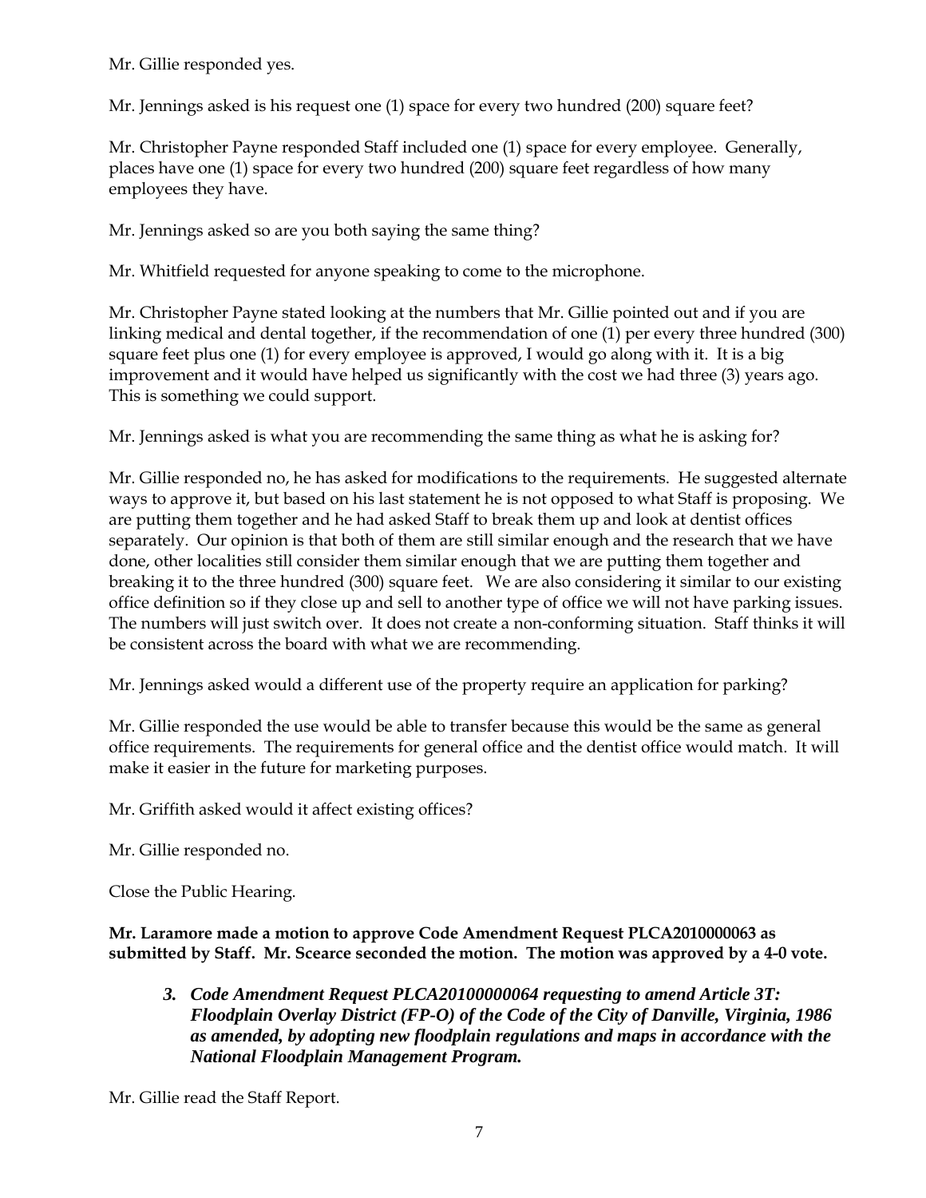Mr. Gillie responded yes.

Mr. Jennings asked is his request one (1) space for every two hundred (200) square feet?

Mr. Christopher Payne responded Staff included one (1) space for every employee. Generally, places have one (1) space for every two hundred (200) square feet regardless of how many employees they have.

Mr. Jennings asked so are you both saying the same thing?

Mr. Whitfield requested for anyone speaking to come to the microphone.

Mr. Christopher Payne stated looking at the numbers that Mr. Gillie pointed out and if you are linking medical and dental together, if the recommendation of one (1) per every three hundred (300) square feet plus one (1) for every employee is approved, I would go along with it. It is a big improvement and it would have helped us significantly with the cost we had three (3) years ago. This is something we could support.

Mr. Jennings asked is what you are recommending the same thing as what he is asking for?

Mr. Gillie responded no, he has asked for modifications to the requirements. He suggested alternate ways to approve it, but based on his last statement he is not opposed to what Staff is proposing. We are putting them together and he had asked Staff to break them up and look at dentist offices separately. Our opinion is that both of them are still similar enough and the research that we have done, other localities still consider them similar enough that we are putting them together and breaking it to the three hundred (300) square feet. We are also considering it similar to our existing office definition so if they close up and sell to another type of office we will not have parking issues. The numbers will just switch over. It does not create a non-conforming situation. Staff thinks it will be consistent across the board with what we are recommending.

Mr. Jennings asked would a different use of the property require an application for parking?

Mr. Gillie responded the use would be able to transfer because this would be the same as general office requirements. The requirements for general office and the dentist office would match. It will make it easier in the future for marketing purposes.

Mr. Griffith asked would it affect existing offices?

Mr. Gillie responded no.

Close the Public Hearing.

**Mr. Laramore made a motion to approve Code Amendment Request PLCA2010000063 as submitted by Staff. Mr. Scearce seconded the motion. The motion was approved by a 4-0 vote.**

3. ***Code Amendment Request PLCA20100000064 requesting to amend Article 3T: Floodplain Overlay District (FP-O) of the Code of the City of Danville, Virginia, 1986 as amended, by adopting new floodplain regulations and maps in accordance with the National Floodplain Management Program.***

Mr. Gillie read the Staff Report.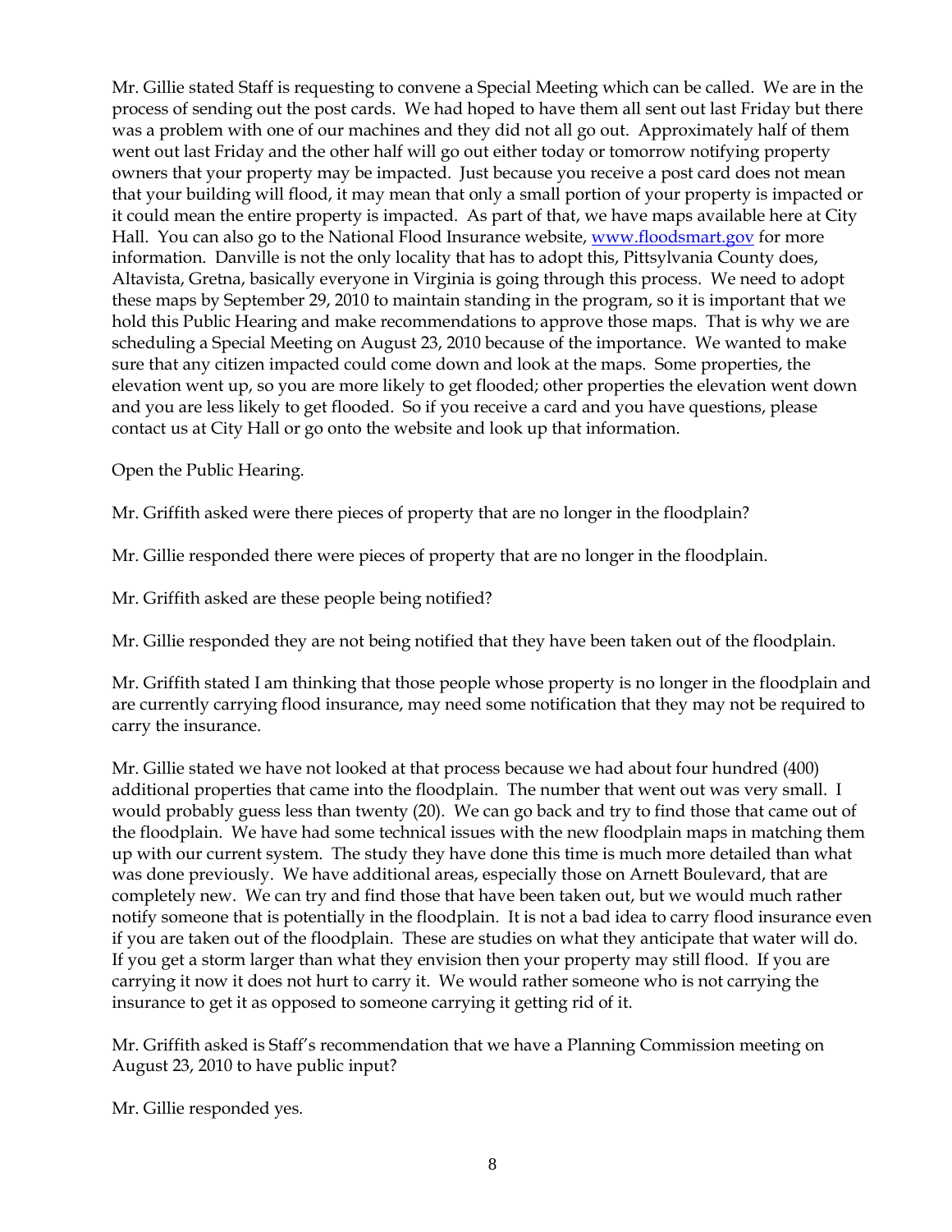Mr. Gillie stated Staff is requesting to convene a Special Meeting which can be called. We are in the process of sending out the post cards. We had hoped to have them all sent out last Friday but there was a problem with one of our machines and they did not all go out. Approximately half of them went out last Friday and the other half will go out either today or tomorrow notifying property owners that your property may be impacted. Just because you receive a post card does not mean that your building will flood, it may mean that only a small portion of your property is impacted or it could mean the entire property is impacted. As part of that, we have maps available here at City Hall. You can also go to the National Flood Insurance website, [www.floodsmart.gov](http://www.floodsmart.gov) for more information. Danville is not the only locality that has to adopt this, Pittsylvania County does, Altavista, Gretna, basically everyone in Virginia is going through this process. We need to adopt these maps by September 29, 2010 to maintain standing in the program, so it is important that we hold this Public Hearing and make recommendations to approve those maps. That is why we are scheduling a Special Meeting on August 23, 2010 because of the importance. We wanted to make sure that any citizen impacted could come down and look at the maps. Some properties, the elevation went up, so you are more likely to get flooded; other properties the elevation went down and you are less likely to get flooded. So if you receive a card and you have questions, please contact us at City Hall or go onto the website and look up that information.

Open the Public Hearing.

Mr. Griffith asked were there pieces of property that are no longer in the floodplain?

Mr. Gillie responded there were pieces of property that are no longer in the floodplain.

Mr. Griffith asked are these people being notified?

Mr. Gillie responded they are not being notified that they have been taken out of the floodplain.

Mr. Griffith stated I am thinking that those people whose property is no longer in the floodplain and are currently carrying flood insurance, may need some notification that they may not be required to carry the insurance.

Mr. Gillie stated we have not looked at that process because we had about four hundred (400) additional properties that came into the floodplain. The number that went out was very small. I would probably guess less than twenty (20). We can go back and try to find those that came out of the floodplain. We have had some technical issues with the new floodplain maps in matching them up with our current system. The study they have done this time is much more detailed than what was done previously. We have additional areas, especially those on Arnett Boulevard, that are completely new. We can try and find those that have been taken out, but we would much rather notify someone that is potentially in the floodplain. It is not a bad idea to carry flood insurance even if you are taken out of the floodplain. These are studies on what they anticipate that water will do. If you get a storm larger than what they envision then your property may still flood. If you are carrying it now it does not hurt to carry it. We would rather someone who is not carrying the insurance to get it as opposed to someone carrying it getting rid of it.

Mr. Griffith asked is Staff's recommendation that we have a Planning Commission meeting on August 23, 2010 to have public input?

Mr. Gillie responded yes.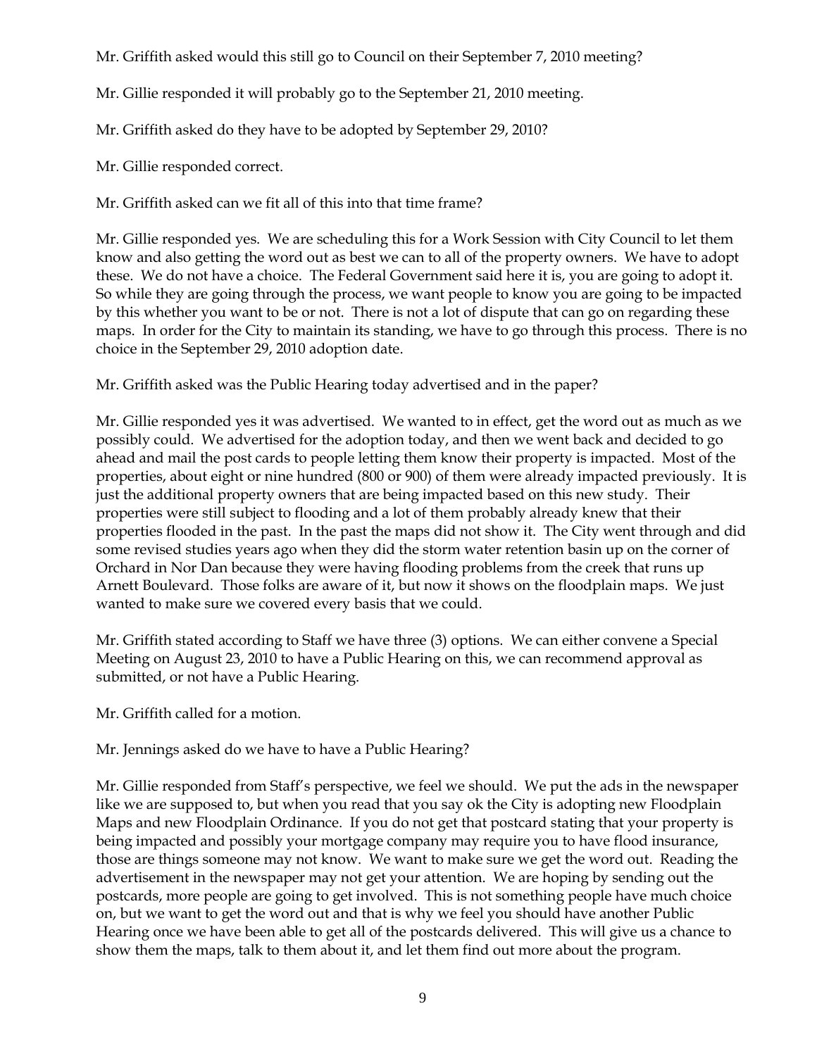Mr. Griffith asked would this still go to Council on their September 7, 2010 meeting?

Mr. Gillie responded it will probably go to the September 21, 2010 meeting.

Mr. Griffith asked do they have to be adopted by September 29, 2010?

Mr. Gillie responded correct.

Mr. Griffith asked can we fit all of this into that time frame?

Mr. Gillie responded yes. We are scheduling this for a Work Session with City Council to let them know and also getting the word out as best we can to all of the property owners. We have to adopt these. We do not have a choice. The Federal Government said here it is, you are going to adopt it. So while they are going through the process, we want people to know you are going to be impacted by this whether you want to be or not. There is not a lot of dispute that can go on regarding these maps. In order for the City to maintain its standing, we have to go through this process. There is no choice in the September 29, 2010 adoption date.

Mr. Griffith asked was the Public Hearing today advertised and in the paper?

Mr. Gillie responded yes it was advertised. We wanted to in effect, get the word out as much as we possibly could. We advertised for the adoption today, and then we went back and decided to go ahead and mail the post cards to people letting them know their property is impacted. Most of the properties, about eight or nine hundred (800 or 900) of them were already impacted previously. It is just the additional property owners that are being impacted based on this new study. Their properties were still subject to flooding and a lot of them probably already knew that their properties flooded in the past. In the past the maps did not show it. The City went through and did some revised studies years ago when they did the storm water retention basin up on the corner of Orchard in Nor Dan because they were having flooding problems from the creek that runs up Arnett Boulevard. Those folks are aware of it, but now it shows on the floodplain maps. We just wanted to make sure we covered every basis that we could.

Mr. Griffith stated according to Staff we have three (3) options. We can either convene a Special Meeting on August 23, 2010 to have a Public Hearing on this, we can recommend approval as submitted, or not have a Public Hearing.

Mr. Griffith called for a motion.

Mr. Jennings asked do we have to have a Public Hearing?

Mr. Gillie responded from Staff's perspective, we feel we should. We put the ads in the newspaper like we are supposed to, but when you read that you say ok the City is adopting new Floodplain Maps and new Floodplain Ordinance. If you do not get that postcard stating that your property is being impacted and possibly your mortgage company may require you to have flood insurance, those are things someone may not know. We want to make sure we get the word out. Reading the advertisement in the newspaper may not get your attention. We are hoping by sending out the postcards, more people are going to get involved. This is not something people have much choice on, but we want to get the word out and that is why we feel you should have another Public Hearing once we have been able to get all of the postcards delivered. This will give us a chance to show them the maps, talk to them about it, and let them find out more about the program.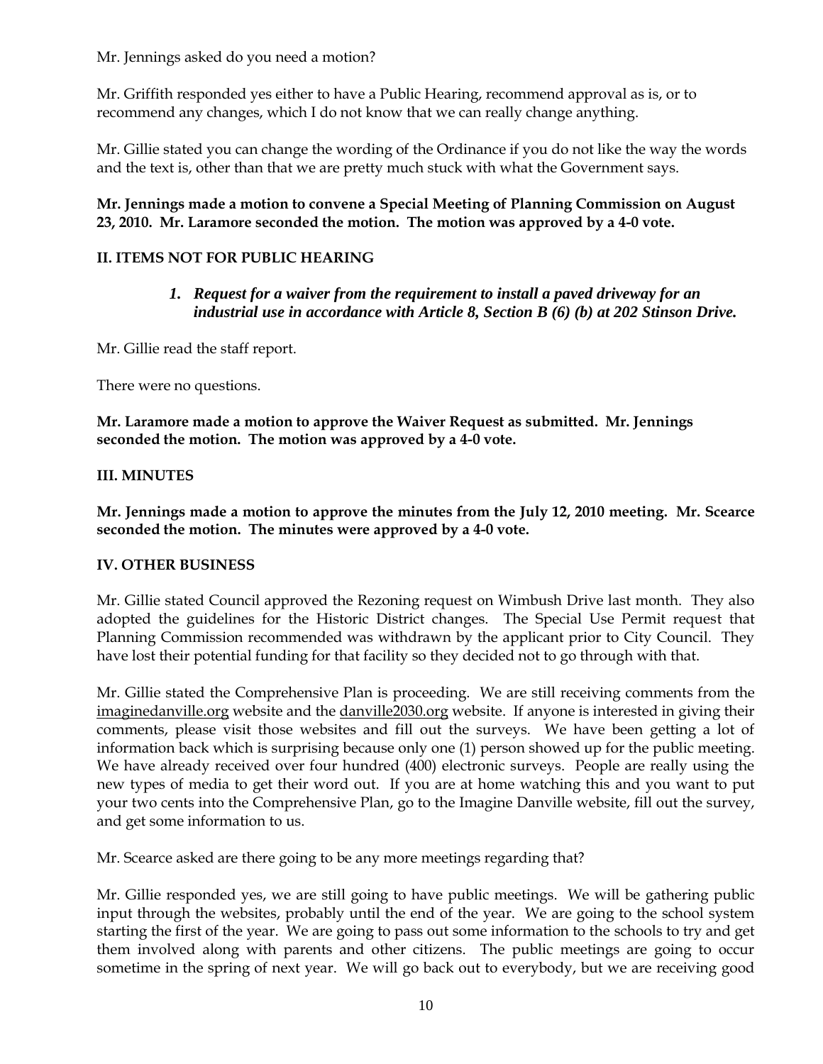Mr. Jennings asked do you need a motion?

Mr. Griffith responded yes either to have a Public Hearing, recommend approval as is, or to recommend any changes, which I do not know that we can really change anything.

Mr. Gillie stated you can change the wording of the Ordinance if you do not like the way the words and the text is, other than that we are pretty much stuck with what the Government says.

**Mr. Jennings made a motion to convene a Special Meeting of Planning Commission on August 23, 2010. Mr. Laramore seconded the motion. The motion was approved by a 4-0 vote.**

## II. ITEMS NOT FOR PUBLIC HEARING

***1. Request for a waiver from the requirement to install a paved driveway for an industrial use in accordance with Article 8, Section B (6) (b) at 202 Stinson Drive.***

Mr. Gillie read the staff report.

There were no questions.

**Mr. Laramore made a motion to approve the Waiver Request as submitted. Mr. Jennings seconded the motion. The motion was approved by a 4-0 vote.**

## III. MINUTES

**Mr. Jennings made a motion to approve the minutes from the July 12, 2010 meeting. Mr. Scearce seconded the motion. The minutes were approved by a 4-0 vote.**

## IV. OTHER BUSINESS

Mr. Gillie stated Council approved the Rezoning request on Wimbush Drive last month. They also adopted the guidelines for the Historic District changes. The Special Use Permit request that Planning Commission recommended was withdrawn by the applicant prior to City Council. They have lost their potential funding for that facility so they decided not to go through with that.

Mr. Gillie stated the Comprehensive Plan is proceeding. We are still receiving comments from the imaginedanville.org website and the danville2030.org website. If anyone is interested in giving their comments, please visit those websites and fill out the surveys. We have been getting a lot of information back which is surprising because only one (1) person showed up for the public meeting. We have already received over four hundred (400) electronic surveys. People are really using the new types of media to get their word out. If you are at home watching this and you want to put your two cents into the Comprehensive Plan, go to the Imagine Danville website, fill out the survey, and get some information to us.

Mr. Scearce asked are there going to be any more meetings regarding that?

Mr. Gillie responded yes, we are still going to have public meetings. We will be gathering public input through the websites, probably until the end of the year. We are going to the school system starting the first of the year. We are going to pass out some information to the schools to try and get them involved along with parents and other citizens. The public meetings are going to occur sometime in the spring of next year. We will go back out to everybody, but we are receiving good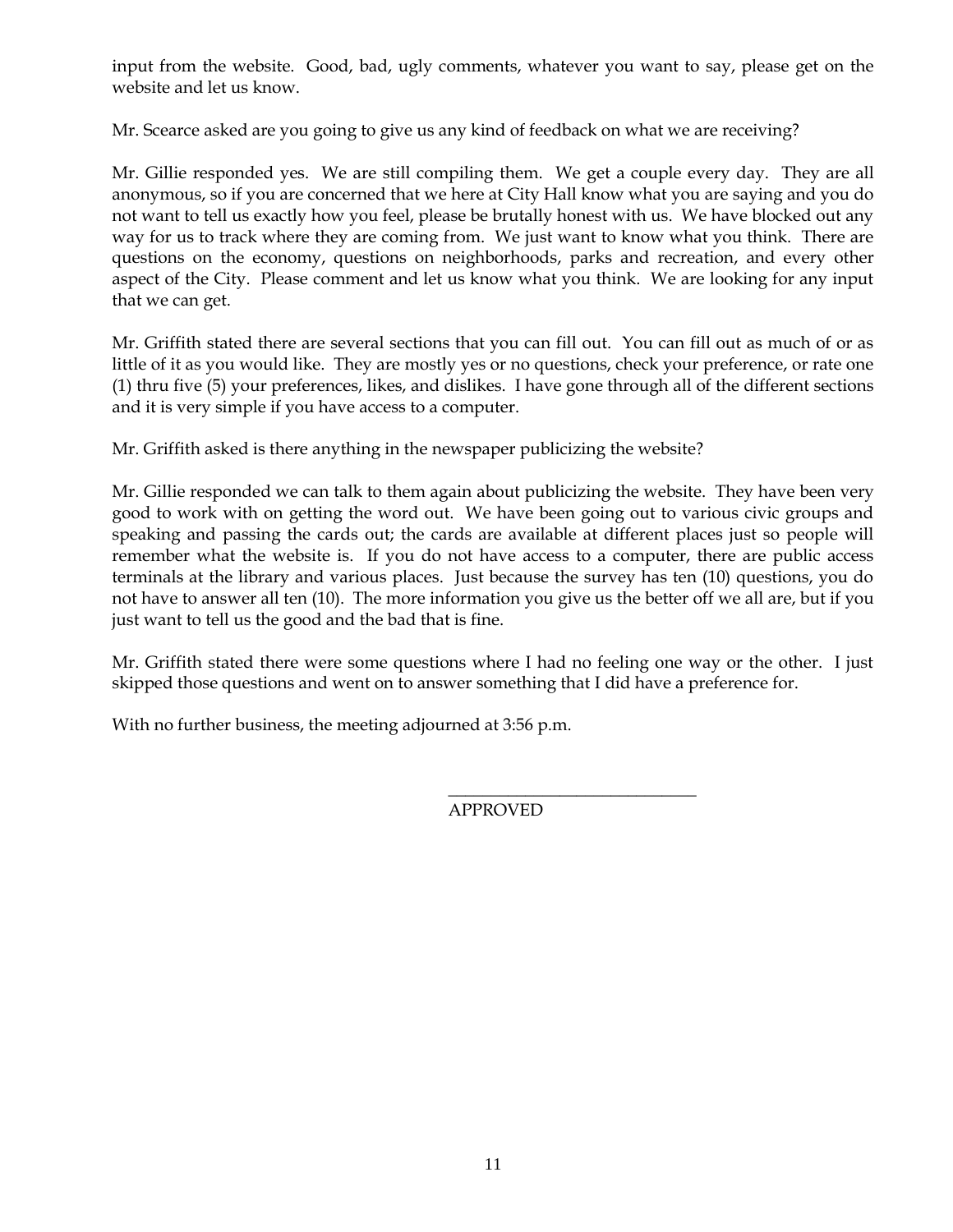input from the website. Good, bad, ugly comments, whatever you want to say, please get on the website and let us know.

Mr. Scearce asked are you going to give us any kind of feedback on what we are receiving?

Mr. Gillie responded yes. We are still compiling them. We get a couple every day. They are all anonymous, so if you are concerned that we here at City Hall know what you are saying and you do not want to tell us exactly how you feel, please be brutally honest with us. We have blocked out any way for us to track where they are coming from. We just want to know what you think. There are questions on the economy, questions on neighborhoods, parks and recreation, and every other aspect of the City. Please comment and let us know what you think. We are looking for any input that we can get.

Mr. Griffith stated there are several sections that you can fill out. You can fill out as much of or as little of it as you would like. They are mostly yes or no questions, check your preference, or rate one (1) thru five (5) your preferences, likes, and dislikes. I have gone through all of the different sections and it is very simple if you have access to a computer.

Mr. Griffith asked is there anything in the newspaper publicizing the website?

Mr. Gillie responded we can talk to them again about publicizing the website. They have been very good to work with on getting the word out. We have been going out to various civic groups and speaking and passing the cards out; the cards are available at different places just so people will remember what the website is. If you do not have access to a computer, there are public access terminals at the library and various places. Just because the survey has ten (10) questions, you do not have to answer all ten (10). The more information you give us the better off we all are, but if you just want to tell us the good and the bad that is fine.

Mr. Griffith stated there were some questions where I had no feeling one way or the other. I just skipped those questions and went on to answer something that I did have a preference for.

With no further business, the meeting adjourned at 3:56 p.m.

\_\_\_\_\_\_\_\_\_\_\_\_\_\_\_\_\_\_\_\_\_\_\_\_\_\_\_\_\_\_

APPROVED